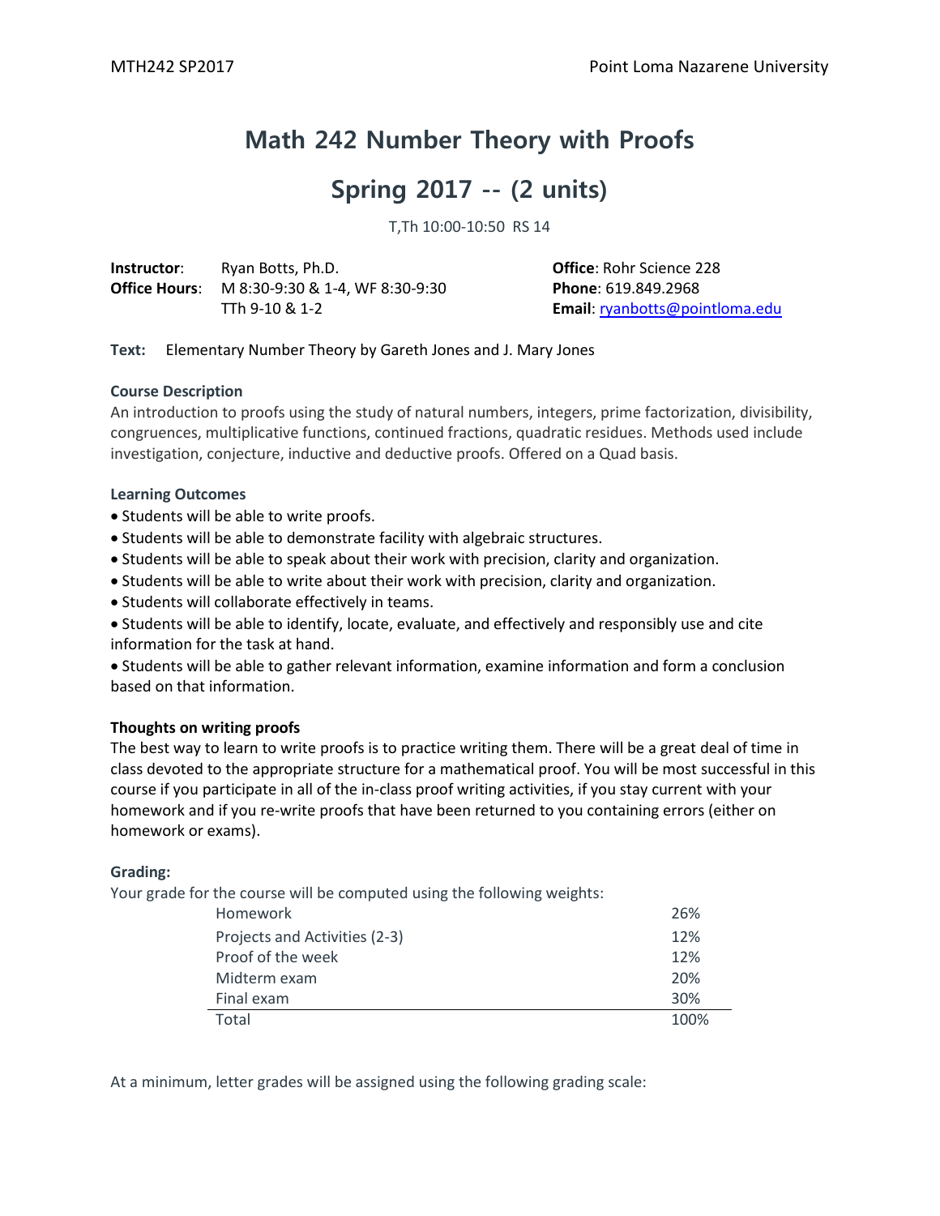# Math 242 Number Theory with Proofs

## Spring 2017 -- (2 units)

T,Th 10:00-10:50 RS 14

| | | |
|---|---|---|
| **Instructor**: | Ryan Botts, Ph.D. | **Office**: Rohr Science 228 |
| **Office Hours**: | M 8:30-9:30 & 1-4, WF 8:30-9:30 | **Phone**: 619.849.2968 |
| | TTh 9-10 & 1-2 | **Email**: ryanbotts@pointloma.edu |

**Text:** Elementary Number Theory by Gareth Jones and J. Mary Jones

### Course Description

An introduction to proofs using the study of natural numbers, integers, prime factorization, divisibility, congruences, multiplicative functions, continued fractions, quadratic residues. Methods used include investigation, conjecture, inductive and deductive proofs. Offered on a Quad basis.

### Learning Outcomes

- Students will be able to write proofs.
- Students will be able to demonstrate facility with algebraic structures.
- Students will be able to speak about their work with precision, clarity and organization.
- Students will be able to write about their work with precision, clarity and organization.
- Students will collaborate effectively in teams.
- Students will be able to identify, locate, evaluate, and effectively and responsibly use and cite information for the task at hand.
- Students will be able to gather relevant information, examine information and form a conclusion based on that information.

### Thoughts on writing proofs

The best way to learn to write proofs is to practice writing them. There will be a great deal of time in class devoted to the appropriate structure for a mathematical proof. You will be most successful in this course if you participate in all of the in-class proof writing activities, if you stay current with your homework and if you re-write proofs that have been returned to you containing errors (either on homework or exams).

### Grading:

Your grade for the course will be computed using the following weights:

| Component | Weight |
|---|---|
| Homework | 26% |
| Projects and Activities (2-3) | 12% |
| Proof of the week | 12% |
| Midterm exam | 20% |
| Final exam | 30% |
| Total | 100% |

At a minimum, letter grades will be assigned using the following grading scale: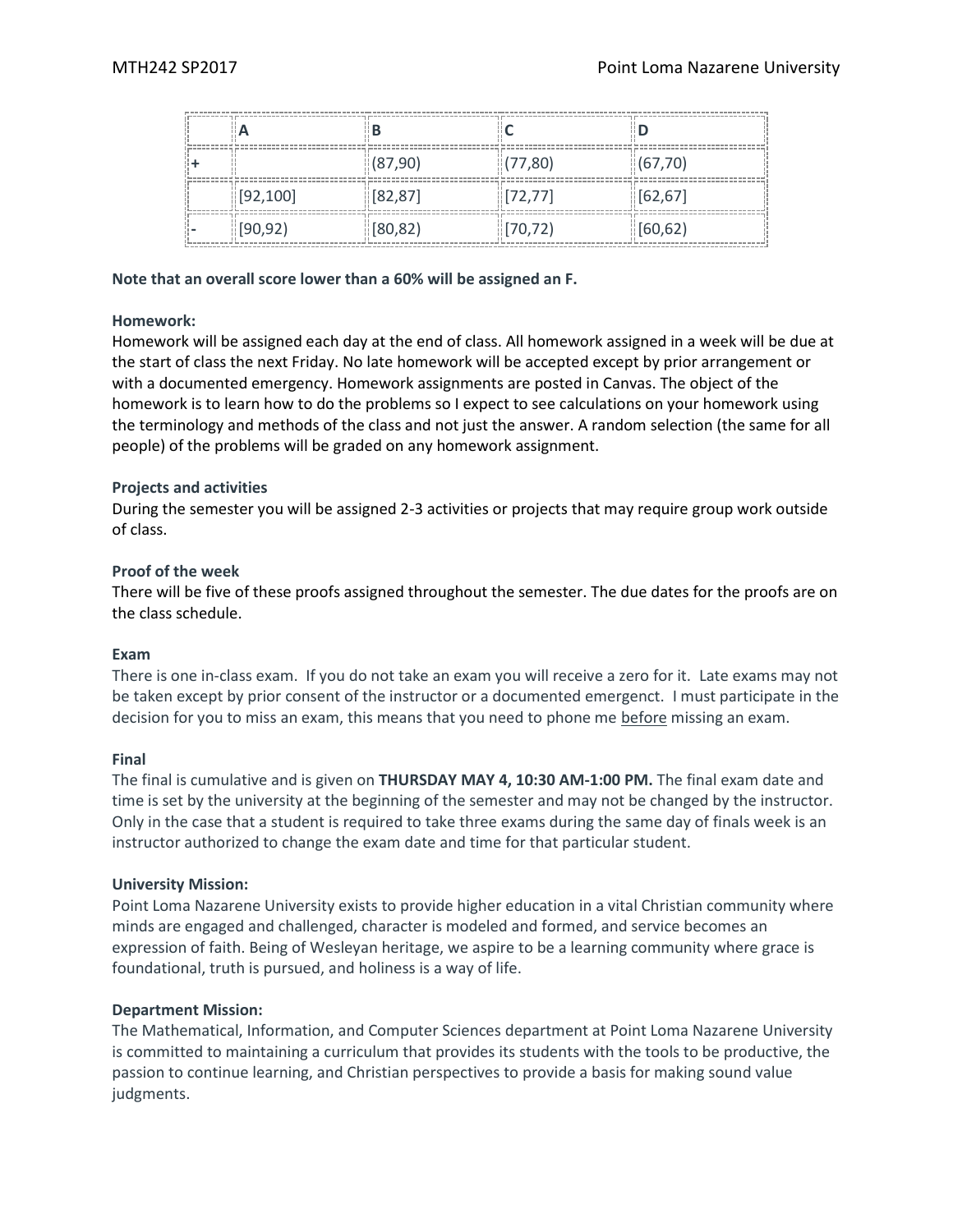|   | A | B | C | D |
|---|---|---|---|---|
| + |   | (87,90) | (77,80) | (67,70) |
|   | [92,100] | [82,87] | [72,77] | [62,67] |
| - | [90,92) | [80,82) | [70,72) | [60,62) |

**Note that an overall score lower than a 60% will be assigned an F.**

**Homework:**
Homework will be assigned each day at the end of class. All homework assigned in a week will be due at the start of class the next Friday. No late homework will be accepted except by prior arrangement or with a documented emergency. Homework assignments are posted in Canvas. The object of the homework is to learn how to do the problems so I expect to see calculations on your homework using the terminology and methods of the class and not just the answer. A random selection (the same for all people) of the problems will be graded on any homework assignment.

**Projects and activities**
During the semester you will be assigned 2-3 activities or projects that may require group work outside of class.

**Proof of the week**
There will be five of these proofs assigned throughout the semester. The due dates for the proofs are on the class schedule.

**Exam**
There is one in-class exam. If you do not take an exam you will receive a zero for it. Late exams may not be taken except by prior consent of the instructor or a documented emergenct. I must participate in the decision for you to miss an exam, this means that you need to phone me before missing an exam.

**Final**
The final is cumulative and is given on **THURSDAY MAY 4, 10:30 AM-1:00 PM.** The final exam date and time is set by the university at the beginning of the semester and may not be changed by the instructor. Only in the case that a student is required to take three exams during the same day of finals week is an instructor authorized to change the exam date and time for that particular student.

**University Mission:**
Point Loma Nazarene University exists to provide higher education in a vital Christian community where minds are engaged and challenged, character is modeled and formed, and service becomes an expression of faith. Being of Wesleyan heritage, we aspire to be a learning community where grace is foundational, truth is pursued, and holiness is a way of life.

**Department Mission:**
The Mathematical, Information, and Computer Sciences department at Point Loma Nazarene University is committed to maintaining a curriculum that provides its students with the tools to be productive, the passion to continue learning, and Christian perspectives to provide a basis for making sound value judgments.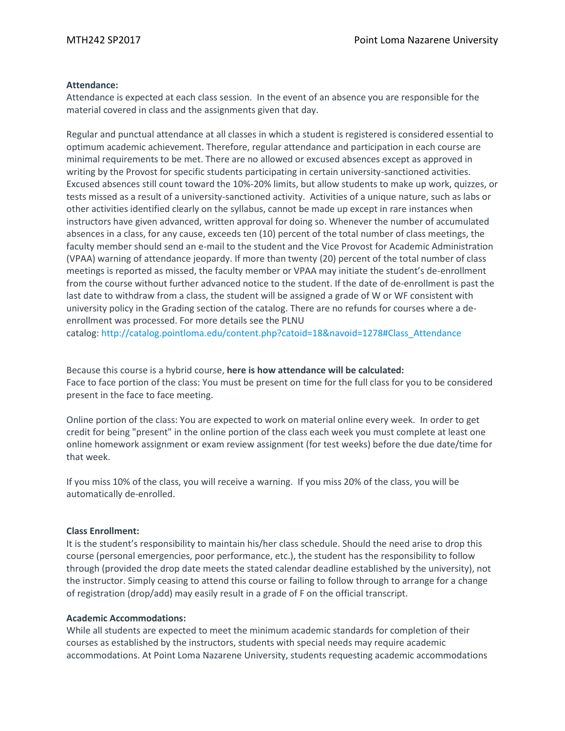**Attendance:**
Attendance is expected at each class session. In the event of an absence you are responsible for the material covered in class and the assignments given that day.

Regular and punctual attendance at all classes in which a student is registered is considered essential to optimum academic achievement. Therefore, regular attendance and participation in each course are minimal requirements to be met. There are no allowed or excused absences except as approved in writing by the Provost for specific students participating in certain university-sanctioned activities. Excused absences still count toward the 10%-20% limits, but allow students to make up work, quizzes, or tests missed as a result of a university-sanctioned activity. Activities of a unique nature, such as labs or other activities identified clearly on the syllabus, cannot be made up except in rare instances when instructors have given advanced, written approval for doing so. Whenever the number of accumulated absences in a class, for any cause, exceeds ten (10) percent of the total number of class meetings, the faculty member should send an e-mail to the student and the Vice Provost for Academic Administration (VPAA) warning of attendance jeopardy. If more than twenty (20) percent of the total number of class meetings is reported as missed, the faculty member or VPAA may initiate the student's de-enrollment from the course without further advanced notice to the student. If the date of de-enrollment is past the last date to withdraw from a class, the student will be assigned a grade of W or WF consistent with university policy in the Grading section of the catalog. There are no refunds for courses where a de-enrollment was processed. For more details see the PLNU catalog: http://catalog.pointloma.edu/content.php?catoid=18&navoid=1278#Class_Attendance

Because this course is a hybrid course, **here is how attendance will be calculated:**
Face to face portion of the class: You must be present on time for the full class for you to be considered present in the face to face meeting.

Online portion of the class: You are expected to work on material online every week. In order to get credit for being "present" in the online portion of the class each week you must complete at least one online homework assignment or exam review assignment (for test weeks) before the due date/time for that week.

If you miss 10% of the class, you will receive a warning. If you miss 20% of the class, you will be automatically de-enrolled.

**Class Enrollment:**
It is the student's responsibility to maintain his/her class schedule. Should the need arise to drop this course (personal emergencies, poor performance, etc.), the student has the responsibility to follow through (provided the drop date meets the stated calendar deadline established by the university), not the instructor. Simply ceasing to attend this course or failing to follow through to arrange for a change of registration (drop/add) may easily result in a grade of F on the official transcript.

**Academic Accommodations:**
While all students are expected to meet the minimum academic standards for completion of their courses as established by the instructors, students with special needs may require academic accommodations. At Point Loma Nazarene University, students requesting academic accommodations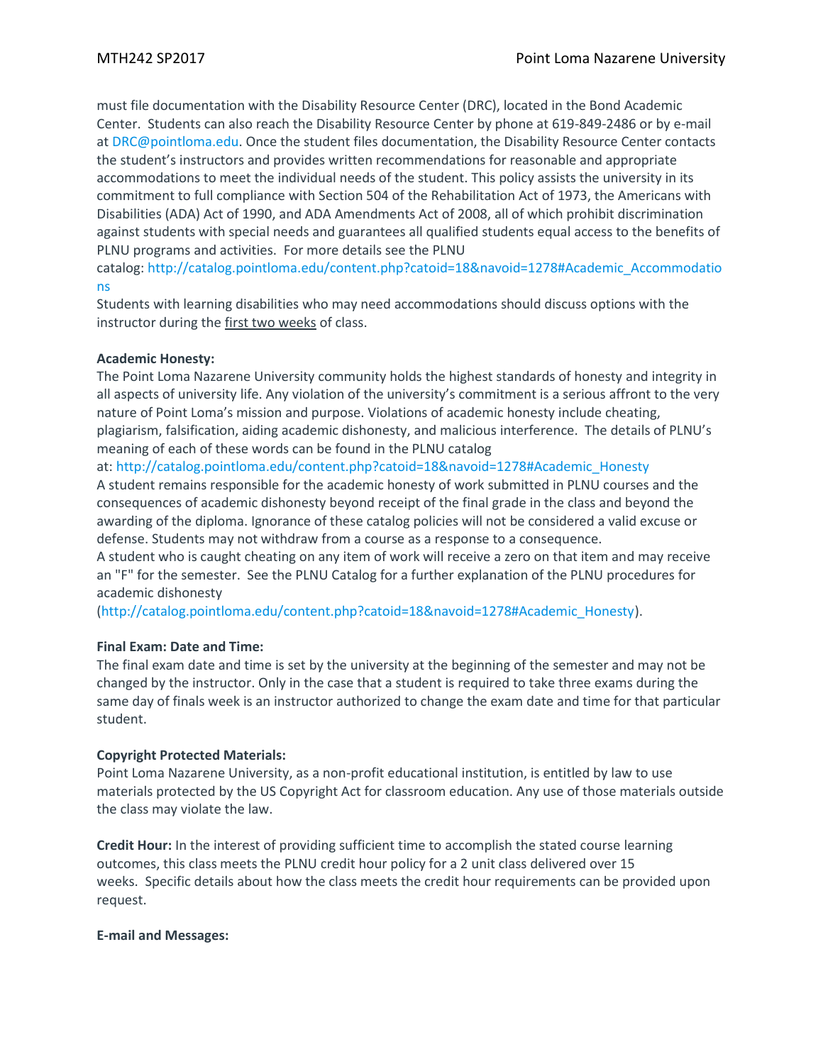must file documentation with the Disability Resource Center (DRC), located in the Bond Academic Center. Students can also reach the Disability Resource Center by phone at 619-849-2486 or by e-mail at DRC@pointloma.edu. Once the student files documentation, the Disability Resource Center contacts the student's instructors and provides written recommendations for reasonable and appropriate accommodations to meet the individual needs of the student. This policy assists the university in its commitment to full compliance with Section 504 of the Rehabilitation Act of 1973, the Americans with Disabilities (ADA) Act of 1990, and ADA Amendments Act of 2008, all of which prohibit discrimination against students with special needs and guarantees all qualified students equal access to the benefits of PLNU programs and activities. For more details see the PLNU catalog: http://catalog.pointloma.edu/content.php?catoid=18&navoid=1278#Academic_Accommodations

Students with learning disabilities who may need accommodations should discuss options with the instructor during the first two weeks of class.

**Academic Honesty:**
The Point Loma Nazarene University community holds the highest standards of honesty and integrity in all aspects of university life. Any violation of the university's commitment is a serious affront to the very nature of Point Loma's mission and purpose. Violations of academic honesty include cheating, plagiarism, falsification, aiding academic dishonesty, and malicious interference. The details of PLNU's meaning of each of these words can be found in the PLNU catalog at: http://catalog.pointloma.edu/content.php?catoid=18&navoid=1278#Academic_Honesty
A student remains responsible for the academic honesty of work submitted in PLNU courses and the consequences of academic dishonesty beyond receipt of the final grade in the class and beyond the awarding of the diploma. Ignorance of these catalog policies will not be considered a valid excuse or defense. Students may not withdraw from a course as a response to a consequence.
A student who is caught cheating on any item of work will receive a zero on that item and may receive an "F" for the semester. See the PLNU Catalog for a further explanation of the PLNU procedures for academic dishonesty (http://catalog.pointloma.edu/content.php?catoid=18&navoid=1278#Academic_Honesty).

**Final Exam: Date and Time:**
The final exam date and time is set by the university at the beginning of the semester and may not be changed by the instructor. Only in the case that a student is required to take three exams during the same day of finals week is an instructor authorized to change the exam date and time for that particular student.

**Copyright Protected Materials:**
Point Loma Nazarene University, as a non-profit educational institution, is entitled by law to use materials protected by the US Copyright Act for classroom education. Any use of those materials outside the class may violate the law.

**Credit Hour:** In the interest of providing sufficient time to accomplish the stated course learning outcomes, this class meets the PLNU credit hour policy for a 2 unit class delivered over 15 weeks. Specific details about how the class meets the credit hour requirements can be provided upon request.

**E-mail and Messages:**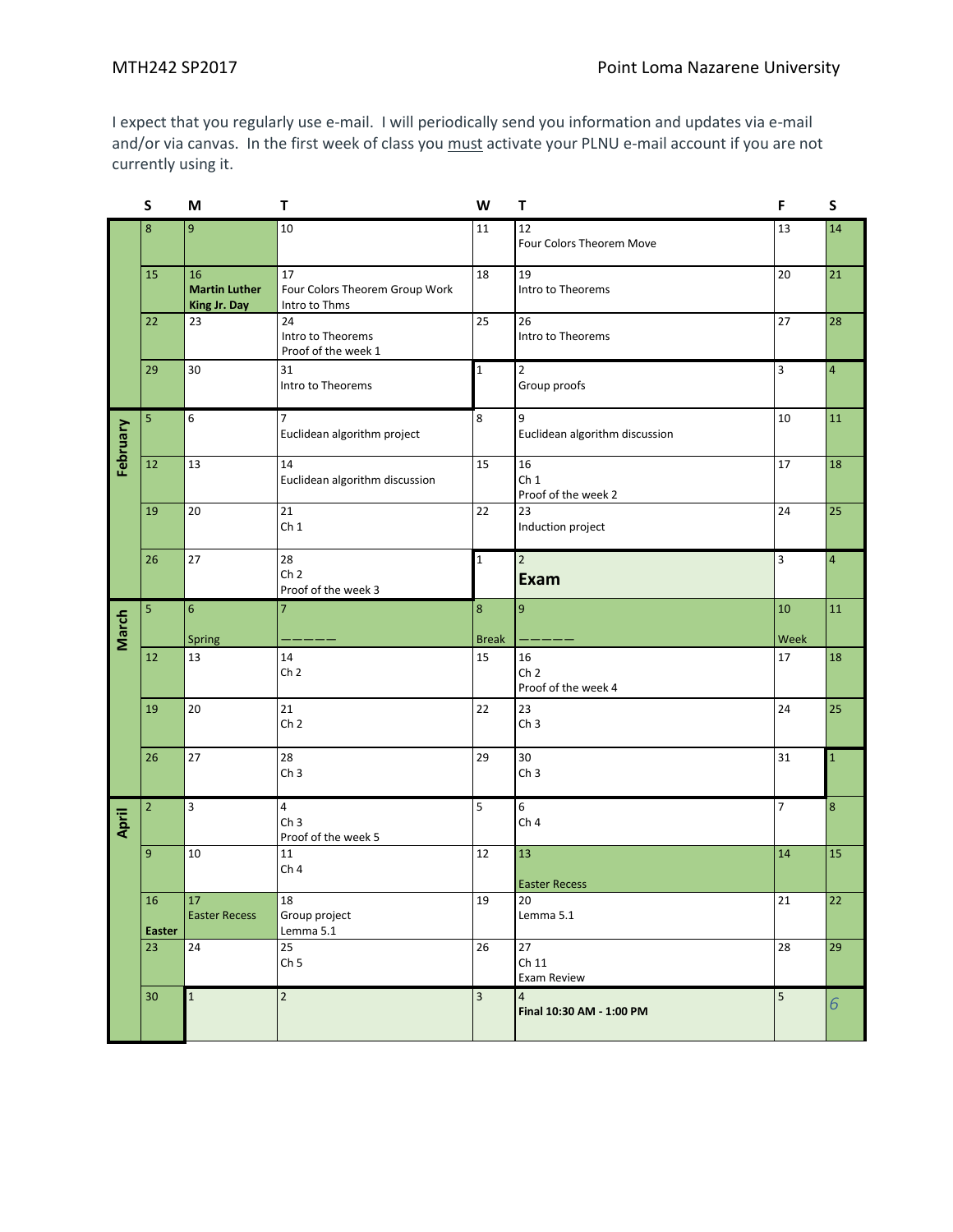I expect that you regularly use e-mail. I will periodically send you information and updates via e-mail and/or via canvas. In the first week of class you must activate your PLNU e-mail account if you are not currently using it.

| | S | M | T | W | T | F | S |
|---|---|---|---|---|---|---|---|
| | 8 | 9 | 10 | 11 | 12 Four Colors Theorem Move | 13 | 14 |
| | 15 | 16 **Martin Luther King Jr. Day** | 17 Four Colors Theorem Group Work Intro to Thms | 18 | 19 Intro to Theorems | 20 | 21 |
| | 22 | 23 | 24 Intro to Theorems Proof of the week 1 | 25 | 26 Intro to Theorems | 27 | 28 |
| | 29 | 30 | 31 Intro to Theorems | 1 | 2 Group proofs | 3 | 4 |
| **February** | 5 | 6 | 7 Euclidean algorithm project | 8 | 9 Euclidean algorithm discussion | 10 | 11 |
| | 12 | 13 | 14 Euclidean algorithm discussion | 15 | 16 Ch 1 Proof of the week 2 | 17 | 18 |
| | 19 | 20 | 21 Ch 1 | 22 | 23 Induction project | 24 | 25 |
| | 26 | 27 | 28 Ch 2 Proof of the week 3 | 1 | 2 **Exam** | 3 | 4 |
| **March** | 5 | 6 Spring | 7 ————— | 8 Break | 9 ————— | 10 Week | 11 |
| | 12 | 13 | 14 Ch 2 | 15 | 16 Ch 2 Proof of the week 4 | 17 | 18 |
| | 19 | 20 | 21 Ch 2 | 22 | 23 Ch 3 | 24 | 25 |
| | 26 | 27 | 28 Ch 3 | 29 | 30 Ch 3 | 31 | 1 |
| **April** | 2 | 3 | 4 Ch 3 Proof of the week 5 | 5 | 6 Ch 4 | 7 | 8 |
| | 9 | 10 | 11 Ch 4 | 12 | 13 Easter Recess | 14 | 15 |
| | 16 **Easter** | 17 Easter Recess | 18 Group project Lemma 5.1 | 19 | 20 Lemma 5.1 | 21 | 22 |
| | 23 | 24 | 25 Ch 5 | 26 | 27 Ch 11 Exam Review | 28 | 29 |
| | 30 | 1 | 2 | 3 | 4 **Final 10:30 AM - 1:00 PM** | 5 | 6 |